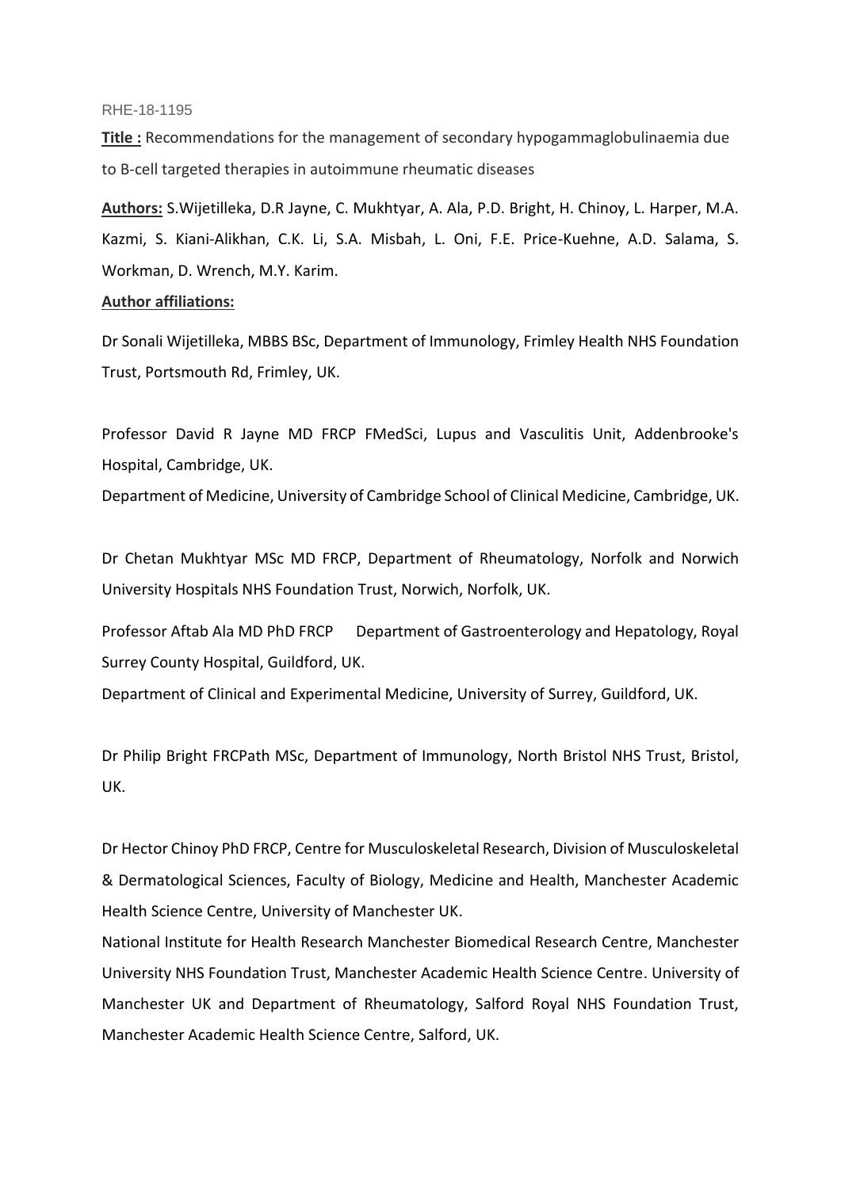RHE-18-1195

**Title :** Recommendations for the management of secondary hypogammaglobulinaemia due to B-cell targeted therapies in autoimmune rheumatic diseases

**Authors:** S.Wijetilleka, D.R Jayne, C. Mukhtyar, A. Ala, P.D. Bright, H. Chinoy, L. Harper, M.A. Kazmi, S. Kiani-Alikhan, C.K. Li, S.A. Misbah, L. Oni, F.E. Price-Kuehne, A.D. Salama, S. Workman, D. Wrench, M.Y. Karim.

**Author affiliations:**

Dr Sonali Wijetilleka, MBBS BSc, Department of Immunology, Frimley Health NHS Foundation Trust, Portsmouth Rd, Frimley, UK.

Professor David R Jayne MD FRCP FMedSci, Lupus and Vasculitis Unit, Addenbrooke's Hospital, Cambridge, UK.

Department of Medicine, University of Cambridge School of Clinical Medicine, Cambridge, UK.

Dr Chetan Mukhtyar MSc MD FRCP, Department of Rheumatology, Norfolk and Norwich University Hospitals NHS Foundation Trust, Norwich, Norfolk, UK.

Professor Aftab Ala MD PhD FRCP Department of Gastroenterology and Hepatology, Royal Surrey County Hospital, Guildford, UK.

Department of Clinical and Experimental Medicine, University of Surrey, Guildford, UK.

Dr Philip Bright FRCPath MSc, Department of Immunology, North Bristol NHS Trust, Bristol, UK.

Dr Hector Chinoy PhD FRCP, Centre for Musculoskeletal Research, Division of Musculoskeletal & Dermatological Sciences, Faculty of Biology, Medicine and Health, Manchester Academic Health Science Centre, University of Manchester UK.

National Institute for Health Research Manchester Biomedical Research Centre, Manchester University NHS Foundation Trust, Manchester Academic Health Science Centre. University of Manchester UK and Department of Rheumatology, Salford Royal NHS Foundation Trust, Manchester Academic Health Science Centre, Salford, UK.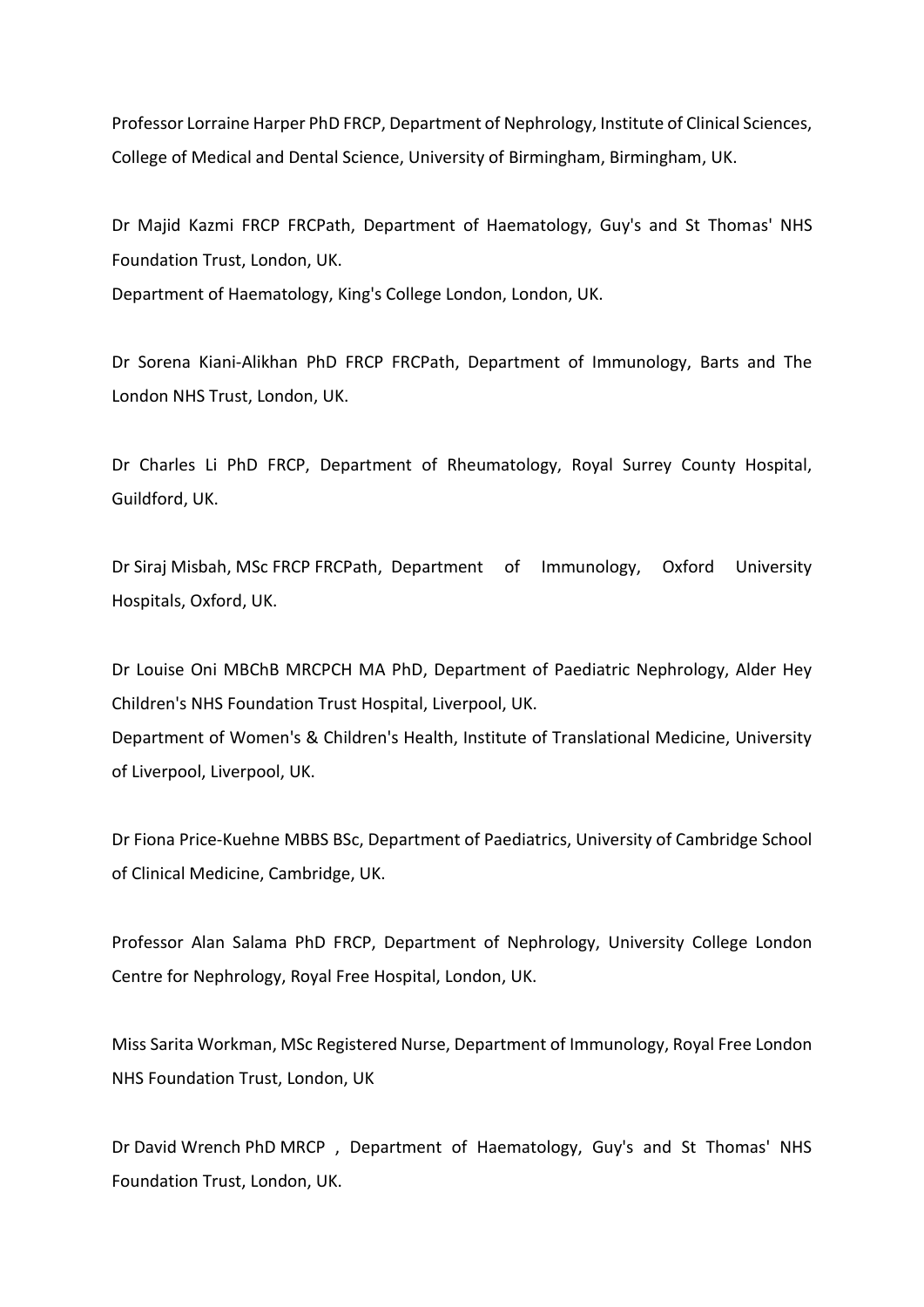Professor Lorraine Harper PhD FRCP, Department of Nephrology, Institute of Clinical Sciences, College of Medical and Dental Science, University of Birmingham, Birmingham, UK.

Dr Majid Kazmi FRCP FRCPath, Department of Haematology, Guy's and St Thomas' NHS Foundation Trust, London, UK.
Department of Haematology, King's College London, London, UK.

Dr Sorena Kiani-Alikhan PhD FRCP FRCPath, Department of Immunology, Barts and The London NHS Trust, London, UK.

Dr Charles Li PhD FRCP, Department of Rheumatology, Royal Surrey County Hospital, Guildford, UK.

Dr Siraj Misbah, MSc FRCP FRCPath, Department of Immunology, Oxford University Hospitals, Oxford, UK.

Dr Louise Oni MBChB MRCPCH MA PhD, Department of Paediatric Nephrology, Alder Hey Children's NHS Foundation Trust Hospital, Liverpool, UK.
Department of Women's & Children's Health, Institute of Translational Medicine, University of Liverpool, Liverpool, UK.

Dr Fiona Price-Kuehne MBBS BSc, Department of Paediatrics, University of Cambridge School of Clinical Medicine, Cambridge, UK.

Professor Alan Salama PhD FRCP, Department of Nephrology, University College London Centre for Nephrology, Royal Free Hospital, London, UK.

Miss Sarita Workman, MSc Registered Nurse, Department of Immunology, Royal Free London NHS Foundation Trust, London, UK

Dr David Wrench PhD MRCP , Department of Haematology, Guy's and St Thomas' NHS Foundation Trust, London, UK.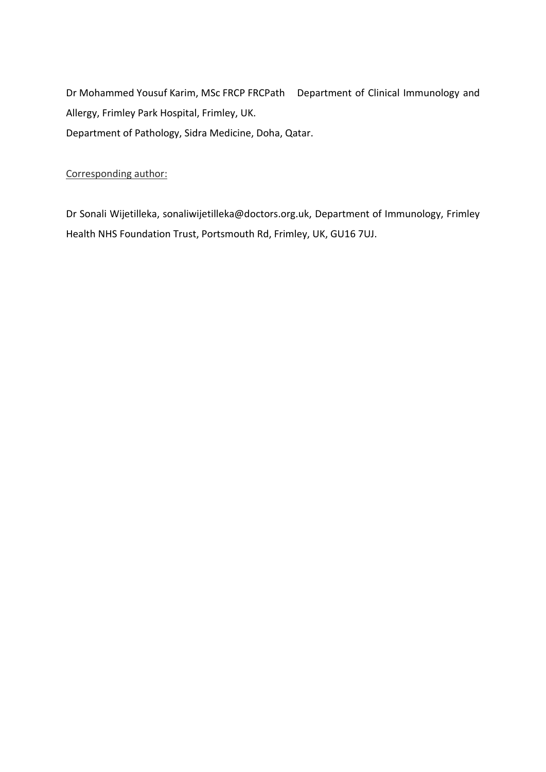Dr Mohammed Yousuf Karim, MSc FRCP FRCPath Department of Clinical Immunology and Allergy, Frimley Park Hospital, Frimley, UK.
Department of Pathology, Sidra Medicine, Doha, Qatar.

Corresponding author:

Dr Sonali Wijetilleka, sonaliwijetilleka@doctors.org.uk, Department of Immunology, Frimley Health NHS Foundation Trust, Portsmouth Rd, Frimley, UK, GU16 7UJ.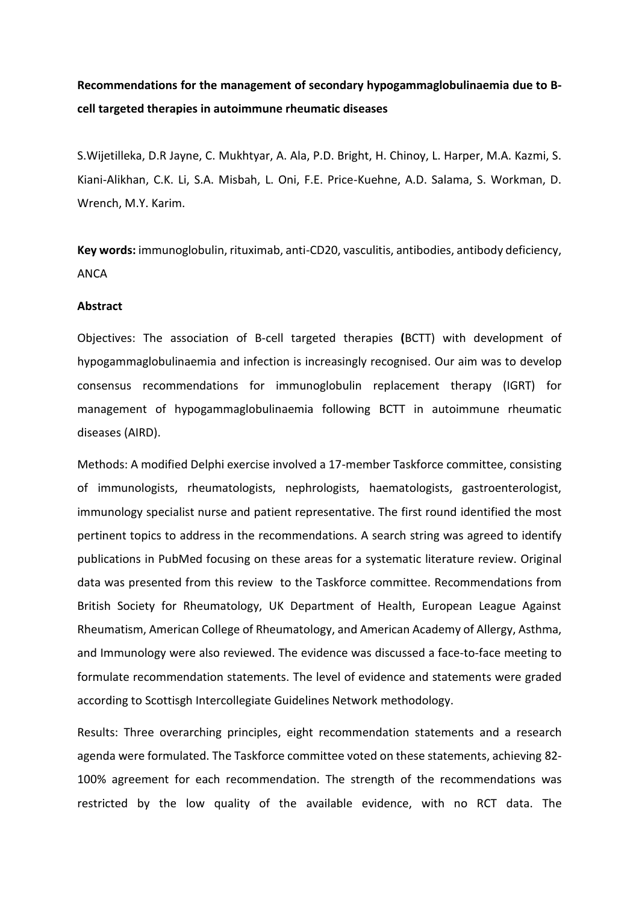**Recommendations for the management of secondary hypogammaglobulinaemia due to B-cell targeted therapies in autoimmune rheumatic diseases**

S.Wijetilleka, D.R Jayne, C. Mukhtyar, A. Ala, P.D. Bright, H. Chinoy, L. Harper, M.A. Kazmi, S. Kiani-Alikhan, C.K. Li, S.A. Misbah, L. Oni, F.E. Price-Kuehne, A.D. Salama, S. Workman, D. Wrench, M.Y. Karim.

**Key words:** immunoglobulin, rituximab, anti-CD20, vasculitis, antibodies, antibody deficiency, ANCA

**Abstract**

Objectives: The association of B-cell targeted therapies **(**BCTT) with development of hypogammaglobulinaemia and infection is increasingly recognised. Our aim was to develop consensus recommendations for immunoglobulin replacement therapy (IGRT) for management of hypogammaglobulinaemia following BCTT in autoimmune rheumatic diseases (AIRD).

Methods: A modified Delphi exercise involved a 17-member Taskforce committee, consisting of immunologists, rheumatologists, nephrologists, haematologists, gastroenterologist, immunology specialist nurse and patient representative. The first round identified the most pertinent topics to address in the recommendations. A search string was agreed to identify publications in PubMed focusing on these areas for a systematic literature review. Original data was presented from this review to the Taskforce committee. Recommendations from British Society for Rheumatology, UK Department of Health, European League Against Rheumatism, American College of Rheumatology, and American Academy of Allergy, Asthma, and Immunology were also reviewed. The evidence was discussed a face-to-face meeting to formulate recommendation statements. The level of evidence and statements were graded according to Scottisgh Intercollegiate Guidelines Network methodology.

Results: Three overarching principles, eight recommendation statements and a research agenda were formulated. The Taskforce committee voted on these statements, achieving 82-100% agreement for each recommendation. The strength of the recommendations was restricted by the low quality of the available evidence, with no RCT data. The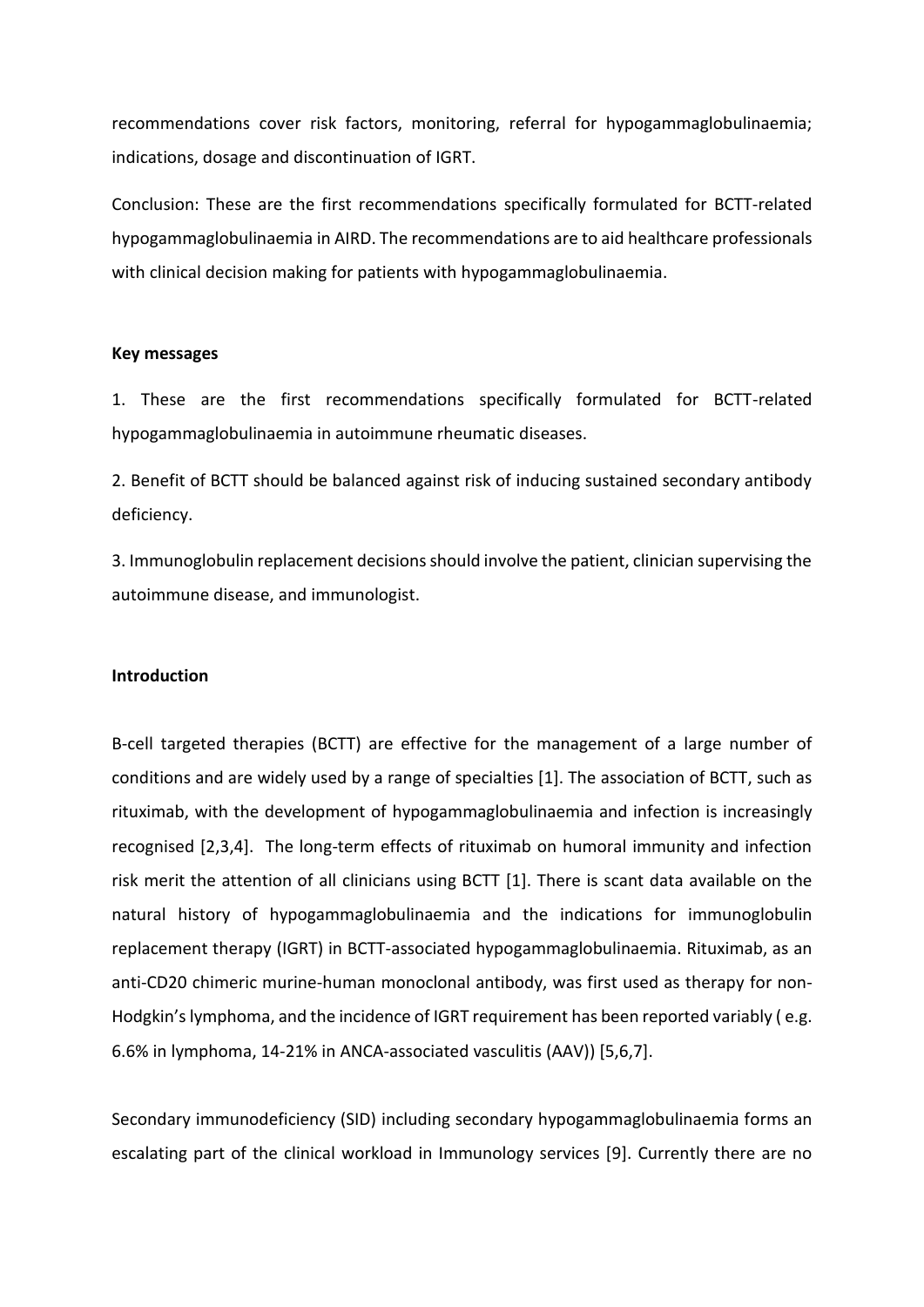recommendations cover risk factors, monitoring, referral for hypogammaglobulinaemia; indications, dosage and discontinuation of IGRT.

Conclusion: These are the first recommendations specifically formulated for BCTT-related hypogammaglobulinaemia in AIRD. The recommendations are to aid healthcare professionals with clinical decision making for patients with hypogammaglobulinaemia.

**Key messages**

1. These are the first recommendations specifically formulated for BCTT-related hypogammaglobulinaemia in autoimmune rheumatic diseases.

2. Benefit of BCTT should be balanced against risk of inducing sustained secondary antibody deficiency.

3. Immunoglobulin replacement decisions should involve the patient, clinician supervising the autoimmune disease, and immunologist.

**Introduction**

B-cell targeted therapies (BCTT) are effective for the management of a large number of conditions and are widely used by a range of specialties [1]. The association of BCTT, such as rituximab, with the development of hypogammaglobulinaemia and infection is increasingly recognised [2,3,4]. The long-term effects of rituximab on humoral immunity and infection risk merit the attention of all clinicians using BCTT [1]. There is scant data available on the natural history of hypogammaglobulinaemia and the indications for immunoglobulin replacement therapy (IGRT) in BCTT-associated hypogammaglobulinaemia. Rituximab, as an anti-CD20 chimeric murine-human monoclonal antibody, was first used as therapy for non-Hodgkin's lymphoma, and the incidence of IGRT requirement has been reported variably ( e.g. 6.6% in lymphoma, 14-21% in ANCA-associated vasculitis (AAV)) [5,6,7].

Secondary immunodeficiency (SID) including secondary hypogammaglobulinaemia forms an escalating part of the clinical workload in Immunology services [9]. Currently there are no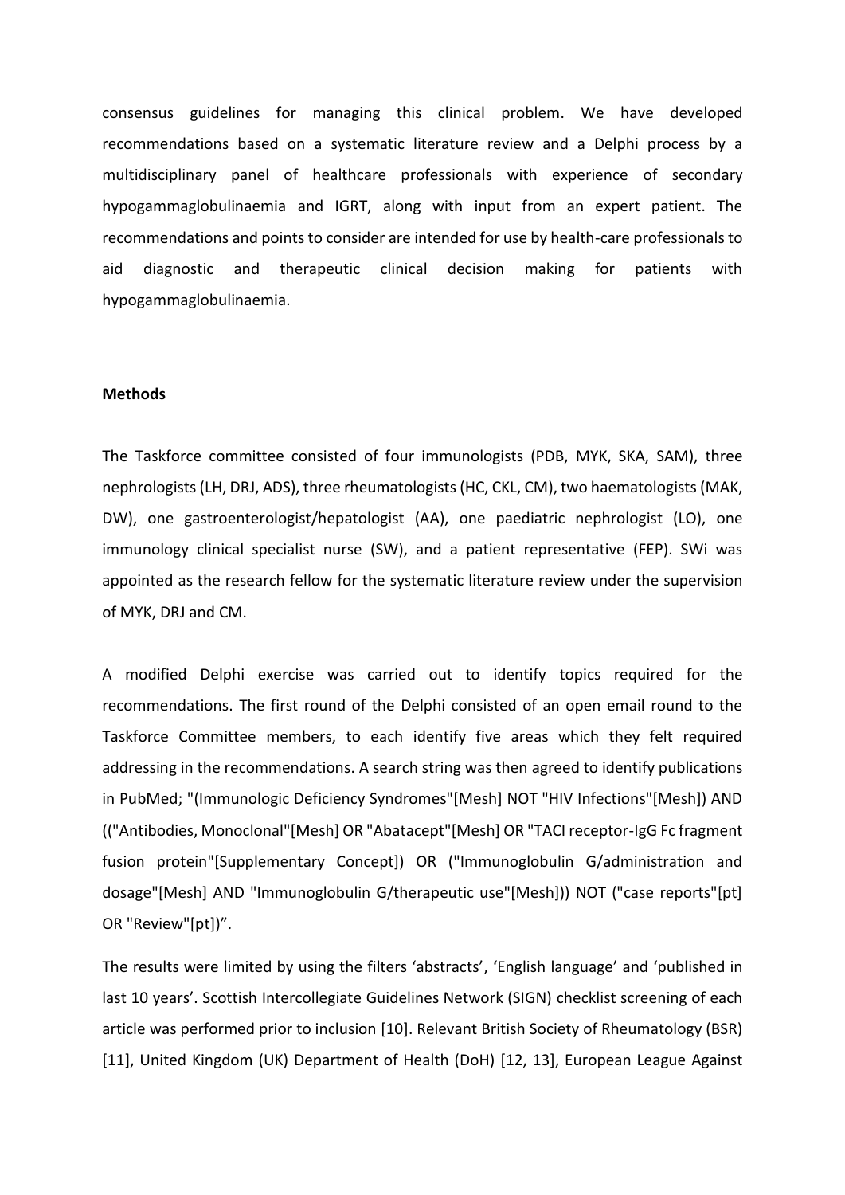consensus guidelines for managing this clinical problem. We have developed recommendations based on a systematic literature review and a Delphi process by a multidisciplinary panel of healthcare professionals with experience of secondary hypogammaglobulinaemia and IGRT, along with input from an expert patient. The recommendations and points to consider are intended for use by health-care professionals to aid diagnostic and therapeutic clinical decision making for patients with hypogammaglobulinaemia.

**Methods**

The Taskforce committee consisted of four immunologists (PDB, MYK, SKA, SAM), three nephrologists (LH, DRJ, ADS), three rheumatologists (HC, CKL, CM), two haematologists (MAK, DW), one gastroenterologist/hepatologist (AA), one paediatric nephrologist (LO), one immunology clinical specialist nurse (SW), and a patient representative (FEP). SWi was appointed as the research fellow for the systematic literature review under the supervision of MYK, DRJ and CM.

A modified Delphi exercise was carried out to identify topics required for the recommendations. The first round of the Delphi consisted of an open email round to the Taskforce Committee members, to each identify five areas which they felt required addressing in the recommendations. A search string was then agreed to identify publications in PubMed; "(Immunologic Deficiency Syndromes"[Mesh] NOT "HIV Infections"[Mesh]) AND (("Antibodies, Monoclonal"[Mesh] OR "Abatacept"[Mesh] OR "TACI receptor-IgG Fc fragment fusion protein"[Supplementary Concept]) OR ("Immunoglobulin G/administration and dosage"[Mesh] AND "Immunoglobulin G/therapeutic use"[Mesh])) NOT ("case reports"[pt] OR "Review"[pt])".

The results were limited by using the filters 'abstracts', 'English language' and 'published in last 10 years'. Scottish Intercollegiate Guidelines Network (SIGN) checklist screening of each article was performed prior to inclusion [10]. Relevant British Society of Rheumatology (BSR) [11], United Kingdom (UK) Department of Health (DoH) [12, 13], European League Against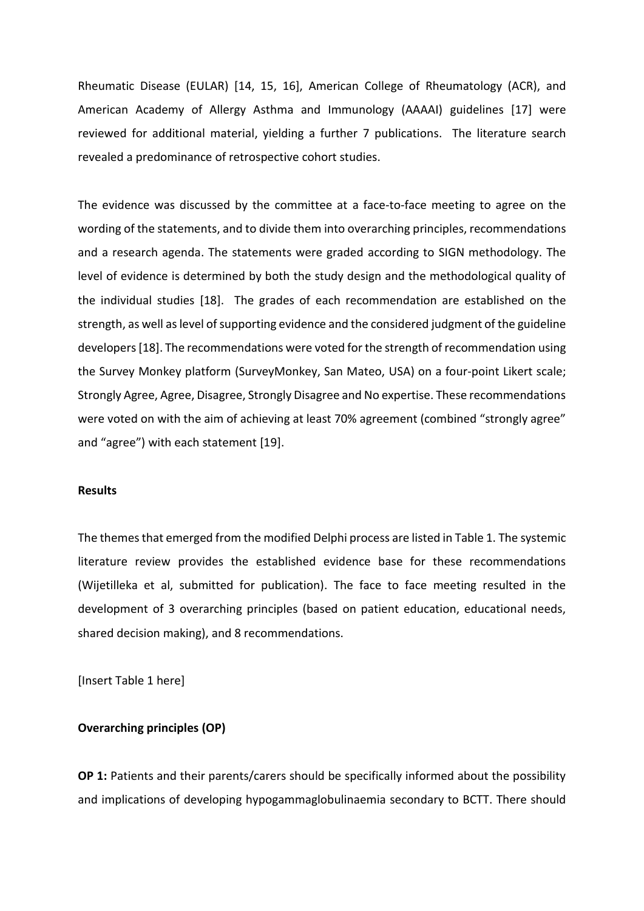Rheumatic Disease (EULAR) [14, 15, 16], American College of Rheumatology (ACR), and American Academy of Allergy Asthma and Immunology (AAAAI) guidelines [17] were reviewed for additional material, yielding a further 7 publications. The literature search revealed a predominance of retrospective cohort studies.

The evidence was discussed by the committee at a face-to-face meeting to agree on the wording of the statements, and to divide them into overarching principles, recommendations and a research agenda. The statements were graded according to SIGN methodology. The level of evidence is determined by both the study design and the methodological quality of the individual studies [18]. The grades of each recommendation are established on the strength, as well as level of supporting evidence and the considered judgment of the guideline developers [18]. The recommendations were voted for the strength of recommendation using the Survey Monkey platform (SurveyMonkey, San Mateo, USA) on a four-point Likert scale; Strongly Agree, Agree, Disagree, Strongly Disagree and No expertise. These recommendations were voted on with the aim of achieving at least 70% agreement (combined "strongly agree" and "agree") with each statement [19].

**Results**

The themes that emerged from the modified Delphi process are listed in Table 1. The systemic literature review provides the established evidence base for these recommendations (Wijetilleka et al, submitted for publication). The face to face meeting resulted in the development of 3 overarching principles (based on patient education, educational needs, shared decision making), and 8 recommendations.

[Insert Table 1 here]

**Overarching principles (OP)**

**OP 1:** Patients and their parents/carers should be specifically informed about the possibility and implications of developing hypogammaglobulinaemia secondary to BCTT. There should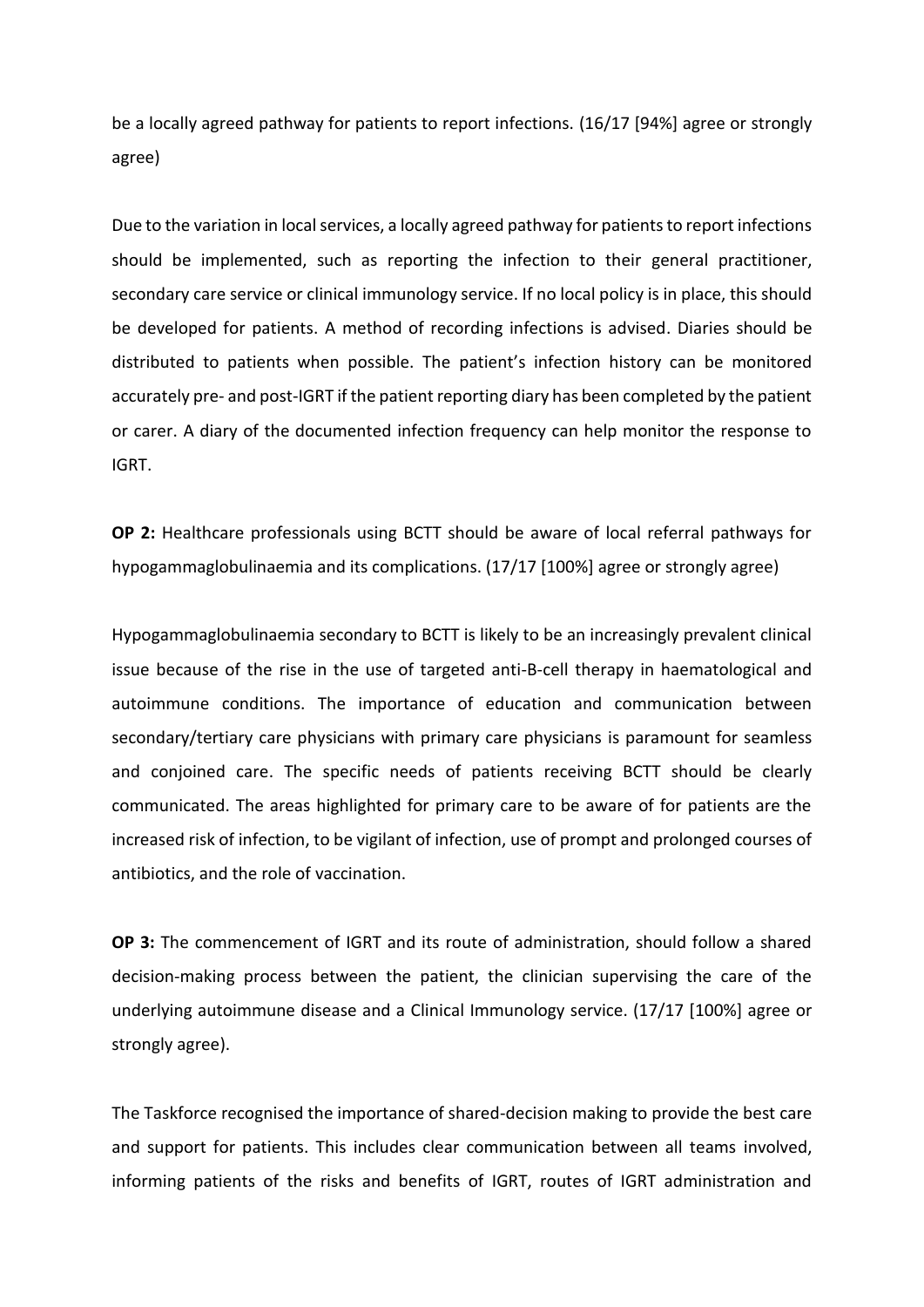be a locally agreed pathway for patients to report infections. (16/17 [94%] agree or strongly agree)

Due to the variation in local services, a locally agreed pathway for patients to report infections should be implemented, such as reporting the infection to their general practitioner, secondary care service or clinical immunology service. If no local policy is in place, this should be developed for patients. A method of recording infections is advised. Diaries should be distributed to patients when possible. The patient's infection history can be monitored accurately pre- and post-IGRT if the patient reporting diary has been completed by the patient or carer. A diary of the documented infection frequency can help monitor the response to IGRT.

**OP 2:** Healthcare professionals using BCTT should be aware of local referral pathways for hypogammaglobulinaemia and its complications. (17/17 [100%] agree or strongly agree)

Hypogammaglobulinaemia secondary to BCTT is likely to be an increasingly prevalent clinical issue because of the rise in the use of targeted anti-B-cell therapy in haematological and autoimmune conditions. The importance of education and communication between secondary/tertiary care physicians with primary care physicians is paramount for seamless and conjoined care. The specific needs of patients receiving BCTT should be clearly communicated. The areas highlighted for primary care to be aware of for patients are the increased risk of infection, to be vigilant of infection, use of prompt and prolonged courses of antibiotics, and the role of vaccination.

**OP 3:** The commencement of IGRT and its route of administration, should follow a shared decision-making process between the patient, the clinician supervising the care of the underlying autoimmune disease and a Clinical Immunology service. (17/17 [100%] agree or strongly agree).

The Taskforce recognised the importance of shared-decision making to provide the best care and support for patients. This includes clear communication between all teams involved, informing patients of the risks and benefits of IGRT, routes of IGRT administration and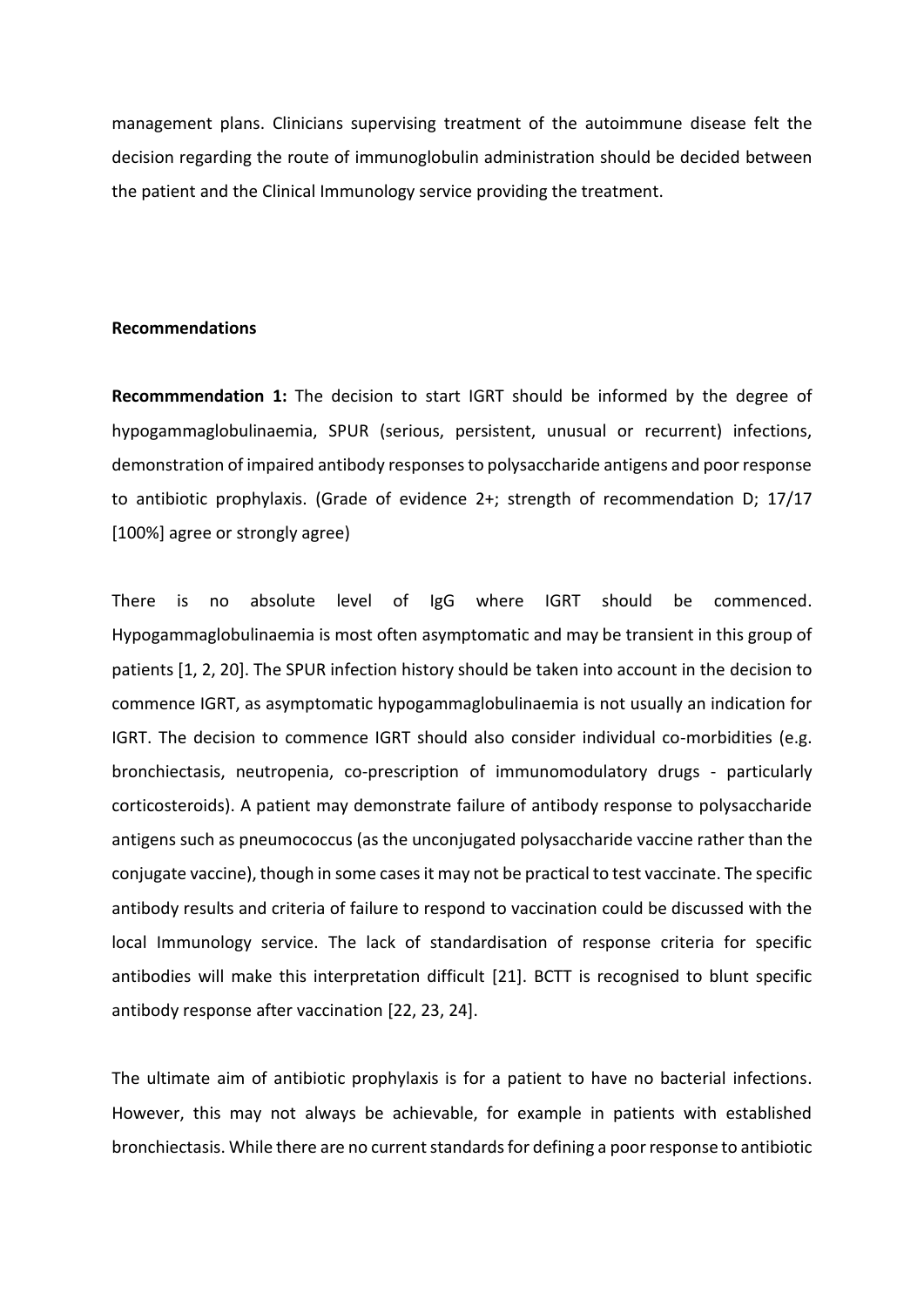management plans. Clinicians supervising treatment of the autoimmune disease felt the decision regarding the route of immunoglobulin administration should be decided between the patient and the Clinical Immunology service providing the treatment.

**Recommendations**

**Recommmendation 1:** The decision to start IGRT should be informed by the degree of hypogammaglobulinaemia, SPUR (serious, persistent, unusual or recurrent) infections, demonstration of impaired antibody responses to polysaccharide antigens and poor response to antibiotic prophylaxis. (Grade of evidence 2+; strength of recommendation D; 17/17 [100%] agree or strongly agree)

There is no absolute level of IgG where IGRT should be commenced. Hypogammaglobulinaemia is most often asymptomatic and may be transient in this group of patients [1, 2, 20]. The SPUR infection history should be taken into account in the decision to commence IGRT, as asymptomatic hypogammaglobulinaemia is not usually an indication for IGRT. The decision to commence IGRT should also consider individual co-morbidities (e.g. bronchiectasis, neutropenia, co-prescription of immunomodulatory drugs - particularly corticosteroids). A patient may demonstrate failure of antibody response to polysaccharide antigens such as pneumococcus (as the unconjugated polysaccharide vaccine rather than the conjugate vaccine), though in some cases it may not be practical to test vaccinate. The specific antibody results and criteria of failure to respond to vaccination could be discussed with the local Immunology service. The lack of standardisation of response criteria for specific antibodies will make this interpretation difficult [21]. BCTT is recognised to blunt specific antibody response after vaccination [22, 23, 24].

The ultimate aim of antibiotic prophylaxis is for a patient to have no bacterial infections. However, this may not always be achievable, for example in patients with established bronchiectasis. While there are no current standards for defining a poor response to antibiotic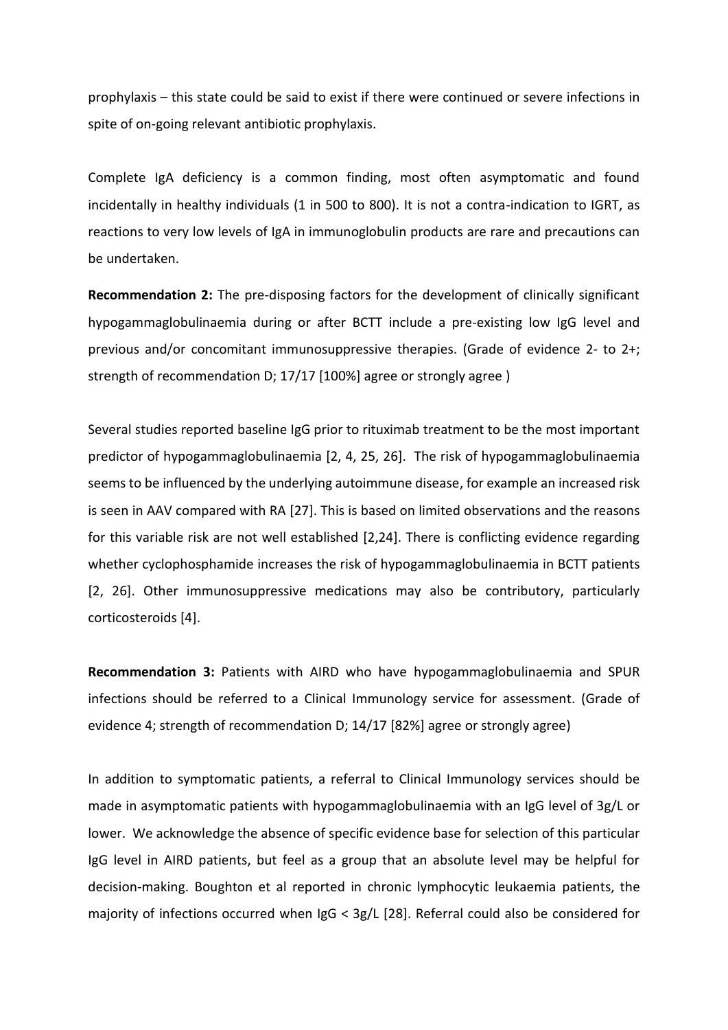prophylaxis – this state could be said to exist if there were continued or severe infections in spite of on-going relevant antibiotic prophylaxis.

Complete IgA deficiency is a common finding, most often asymptomatic and found incidentally in healthy individuals (1 in 500 to 800). It is not a contra-indication to IGRT, as reactions to very low levels of IgA in immunoglobulin products are rare and precautions can be undertaken.

**Recommendation 2:** The pre-disposing factors for the development of clinically significant hypogammaglobulinaemia during or after BCTT include a pre-existing low IgG level and previous and/or concomitant immunosuppressive therapies. (Grade of evidence 2- to 2+; strength of recommendation D; 17/17 [100%] agree or strongly agree )

Several studies reported baseline IgG prior to rituximab treatment to be the most important predictor of hypogammaglobulinaemia [2, 4, 25, 26]. The risk of hypogammaglobulinaemia seems to be influenced by the underlying autoimmune disease, for example an increased risk is seen in AAV compared with RA [27]. This is based on limited observations and the reasons for this variable risk are not well established [2,24]. There is conflicting evidence regarding whether cyclophosphamide increases the risk of hypogammaglobulinaemia in BCTT patients [2, 26]. Other immunosuppressive medications may also be contributory, particularly corticosteroids [4].

**Recommendation 3:** Patients with AIRD who have hypogammaglobulinaemia and SPUR infections should be referred to a Clinical Immunology service for assessment. (Grade of evidence 4; strength of recommendation D; 14/17 [82%] agree or strongly agree)

In addition to symptomatic patients, a referral to Clinical Immunology services should be made in asymptomatic patients with hypogammaglobulinaemia with an IgG level of 3g/L or lower. We acknowledge the absence of specific evidence base for selection of this particular IgG level in AIRD patients, but feel as a group that an absolute level may be helpful for decision-making. Boughton et al reported in chronic lymphocytic leukaemia patients, the majority of infections occurred when IgG < 3g/L [28]. Referral could also be considered for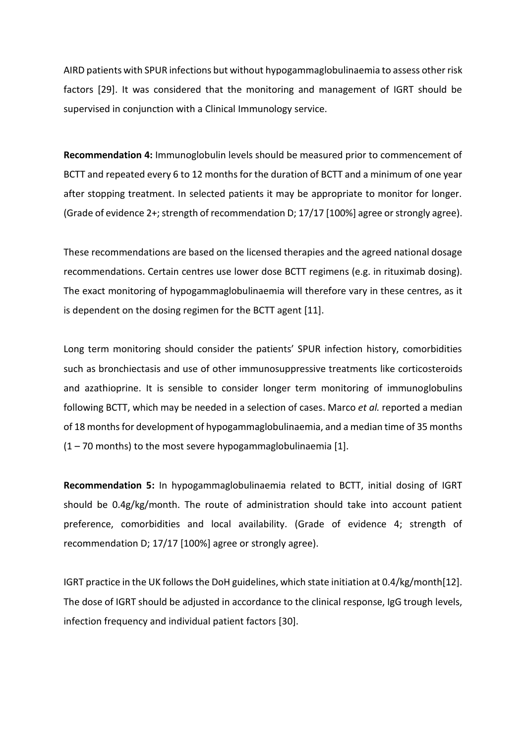AIRD patients with SPUR infections but without hypogammaglobulinaemia to assess other risk factors [29]. It was considered that the monitoring and management of IGRT should be supervised in conjunction with a Clinical Immunology service.

**Recommendation 4:** Immunoglobulin levels should be measured prior to commencement of BCTT and repeated every 6 to 12 months for the duration of BCTT and a minimum of one year after stopping treatment. In selected patients it may be appropriate to monitor for longer. (Grade of evidence 2+; strength of recommendation D; 17/17 [100%] agree or strongly agree).

These recommendations are based on the licensed therapies and the agreed national dosage recommendations. Certain centres use lower dose BCTT regimens (e.g. in rituximab dosing). The exact monitoring of hypogammaglobulinaemia will therefore vary in these centres, as it is dependent on the dosing regimen for the BCTT agent [11].

Long term monitoring should consider the patients' SPUR infection history, comorbidities such as bronchiectasis and use of other immunosuppressive treatments like corticosteroids and azathioprine. It is sensible to consider longer term monitoring of immunoglobulins following BCTT, which may be needed in a selection of cases. Marco *et al.* reported a median of 18 months for development of hypogammaglobulinaemia, and a median time of 35 months (1 – 70 months) to the most severe hypogammaglobulinaemia [1].

**Recommendation 5:** In hypogammaglobulinaemia related to BCTT, initial dosing of IGRT should be 0.4g/kg/month. The route of administration should take into account patient preference, comorbidities and local availability. (Grade of evidence 4; strength of recommendation D; 17/17 [100%] agree or strongly agree).

IGRT practice in the UK follows the DoH guidelines, which state initiation at 0.4/kg/month[12]. The dose of IGRT should be adjusted in accordance to the clinical response, IgG trough levels, infection frequency and individual patient factors [30].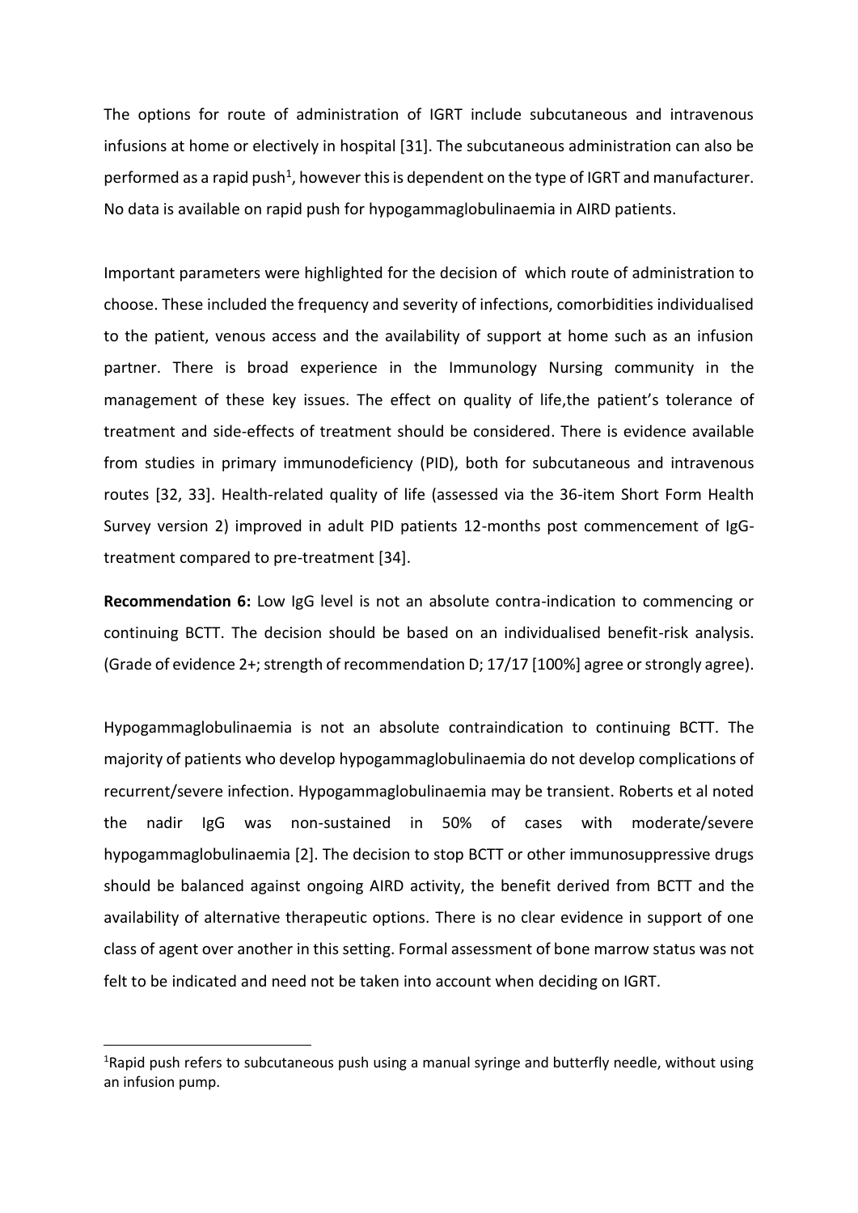The options for route of administration of IGRT include subcutaneous and intravenous infusions at home or electively in hospital [31]. The subcutaneous administration can also be performed as a rapid push[1], however this is dependent on the type of IGRT and manufacturer. No data is available on rapid push for hypogammaglobulinaemia in AIRD patients.

Important parameters were highlighted for the decision of which route of administration to choose. These included the frequency and severity of infections, comorbidities individualised to the patient, venous access and the availability of support at home such as an infusion partner. There is broad experience in the Immunology Nursing community in the management of these key issues. The effect on quality of life,the patient's tolerance of treatment and side-effects of treatment should be considered. There is evidence available from studies in primary immunodeficiency (PID), both for subcutaneous and intravenous routes [32, 33]. Health-related quality of life (assessed via the 36-item Short Form Health Survey version 2) improved in adult PID patients 12-months post commencement of IgG-treatment compared to pre-treatment [34].

**Recommendation 6:** Low IgG level is not an absolute contra-indication to commencing or continuing BCTT. The decision should be based on an individualised benefit-risk analysis. (Grade of evidence 2+; strength of recommendation D; 17/17 [100%] agree or strongly agree).

Hypogammaglobulinaemia is not an absolute contraindication to continuing BCTT. The majority of patients who develop hypogammaglobulinaemia do not develop complications of recurrent/severe infection. Hypogammaglobulinaemia may be transient. Roberts et al noted the nadir IgG was non-sustained in 50% of cases with moderate/severe hypogammaglobulinaemia [2]. The decision to stop BCTT or other immunosuppressive drugs should be balanced against ongoing AIRD activity, the benefit derived from BCTT and the availability of alternative therapeutic options. There is no clear evidence in support of one class of agent over another in this setting. Formal assessment of bone marrow status was not felt to be indicated and need not be taken into account when deciding on IGRT.

[1]Rapid push refers to subcutaneous push using a manual syringe and butterfly needle, without using an infusion pump.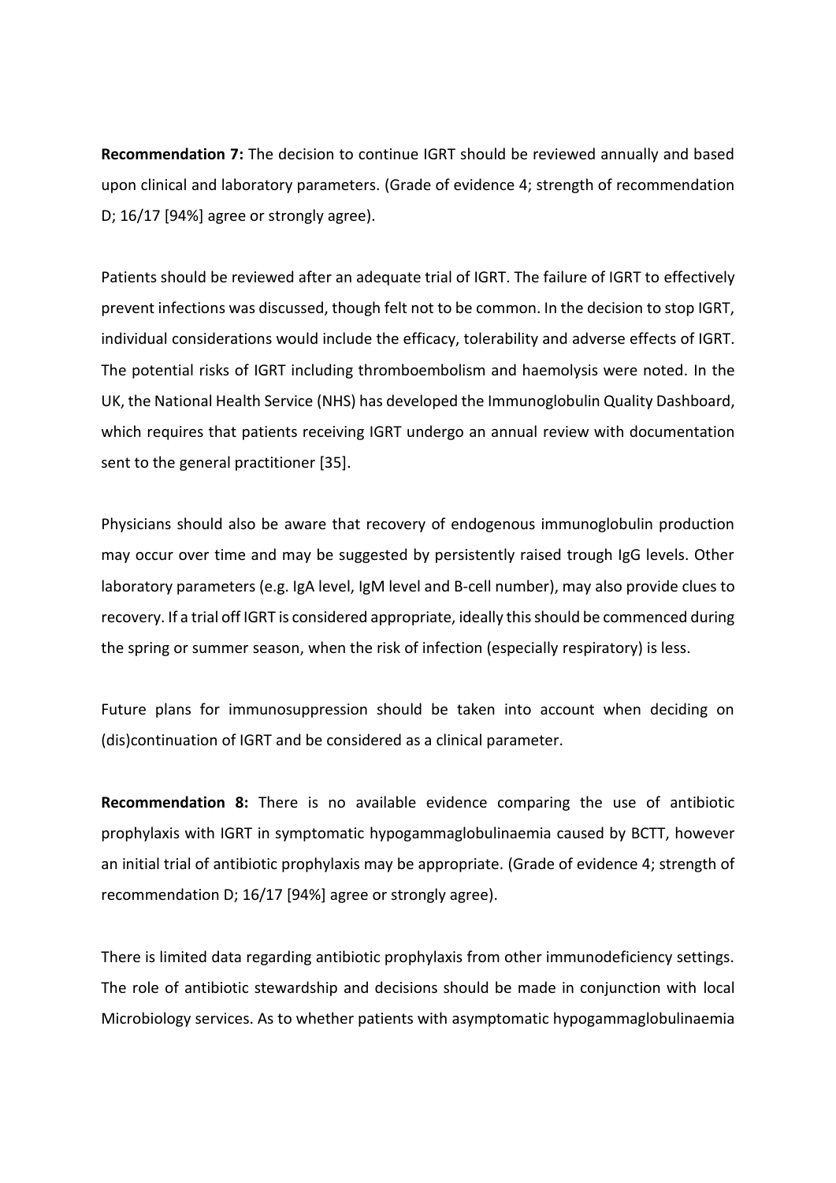**Recommendation 7:** The decision to continue IGRT should be reviewed annually and based upon clinical and laboratory parameters. (Grade of evidence 4; strength of recommendation D; 16/17 [94%] agree or strongly agree).

Patients should be reviewed after an adequate trial of IGRT. The failure of IGRT to effectively prevent infections was discussed, though felt not to be common. In the decision to stop IGRT, individual considerations would include the efficacy, tolerability and adverse effects of IGRT. The potential risks of IGRT including thromboembolism and haemolysis were noted. In the UK, the National Health Service (NHS) has developed the Immunoglobulin Quality Dashboard, which requires that patients receiving IGRT undergo an annual review with documentation sent to the general practitioner [35].

Physicians should also be aware that recovery of endogenous immunoglobulin production may occur over time and may be suggested by persistently raised trough IgG levels. Other laboratory parameters (e.g. IgA level, IgM level and B-cell number), may also provide clues to recovery. If a trial off IGRT is considered appropriate, ideally this should be commenced during the spring or summer season, when the risk of infection (especially respiratory) is less.

Future plans for immunosuppression should be taken into account when deciding on (dis)continuation of IGRT and be considered as a clinical parameter.

**Recommendation 8:** There is no available evidence comparing the use of antibiotic prophylaxis with IGRT in symptomatic hypogammaglobulinaemia caused by BCTT, however an initial trial of antibiotic prophylaxis may be appropriate. (Grade of evidence 4; strength of recommendation D; 16/17 [94%] agree or strongly agree).

There is limited data regarding antibiotic prophylaxis from other immunodeficiency settings. The role of antibiotic stewardship and decisions should be made in conjunction with local Microbiology services. As to whether patients with asymptomatic hypogammaglobulinaemia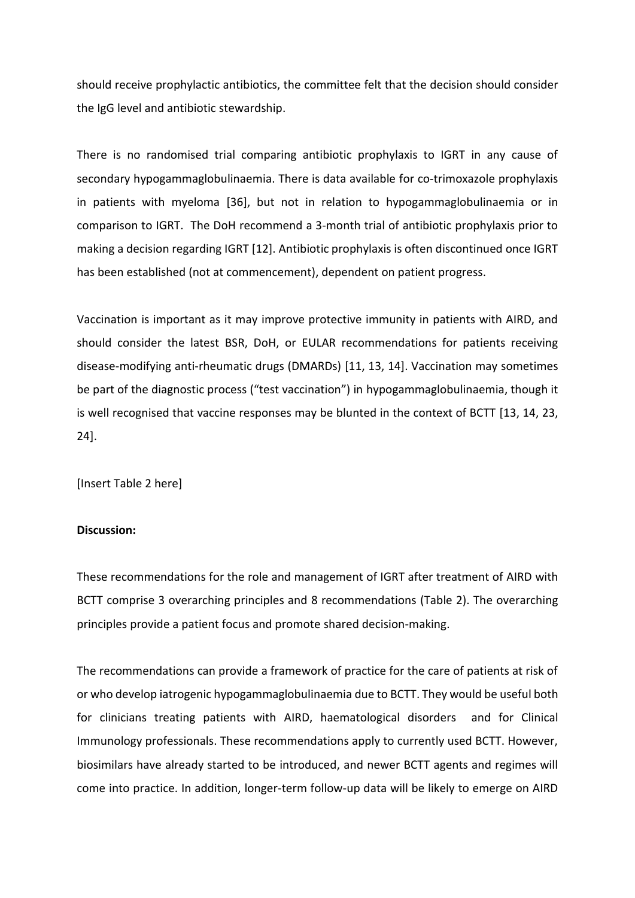should receive prophylactic antibiotics, the committee felt that the decision should consider the IgG level and antibiotic stewardship.

There is no randomised trial comparing antibiotic prophylaxis to IGRT in any cause of secondary hypogammaglobulinaemia. There is data available for co-trimoxazole prophylaxis in patients with myeloma [36], but not in relation to hypogammaglobulinaemia or in comparison to IGRT. The DoH recommend a 3-month trial of antibiotic prophylaxis prior to making a decision regarding IGRT [12]. Antibiotic prophylaxis is often discontinued once IGRT has been established (not at commencement), dependent on patient progress.

Vaccination is important as it may improve protective immunity in patients with AIRD, and should consider the latest BSR, DoH, or EULAR recommendations for patients receiving disease-modifying anti-rheumatic drugs (DMARDs) [11, 13, 14]. Vaccination may sometimes be part of the diagnostic process ("test vaccination") in hypogammaglobulinaemia, though it is well recognised that vaccine responses may be blunted in the context of BCTT [13, 14, 23, 24].

[Insert Table 2 here]

**Discussion:**

These recommendations for the role and management of IGRT after treatment of AIRD with BCTT comprise 3 overarching principles and 8 recommendations (Table 2). The overarching principles provide a patient focus and promote shared decision-making.

The recommendations can provide a framework of practice for the care of patients at risk of or who develop iatrogenic hypogammaglobulinaemia due to BCTT. They would be useful both for clinicians treating patients with AIRD, haematological disorders and for Clinical Immunology professionals. These recommendations apply to currently used BCTT. However, biosimilars have already started to be introduced, and newer BCTT agents and regimes will come into practice. In addition, longer-term follow-up data will be likely to emerge on AIRD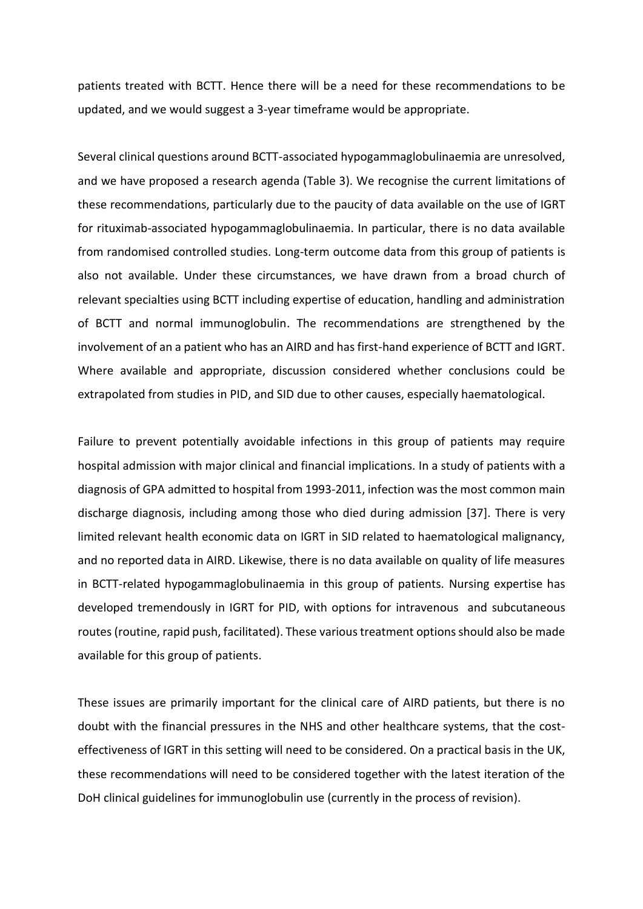patients treated with BCTT. Hence there will be a need for these recommendations to be updated, and we would suggest a 3-year timeframe would be appropriate.

Several clinical questions around BCTT-associated hypogammaglobulinaemia are unresolved, and we have proposed a research agenda (Table 3). We recognise the current limitations of these recommendations, particularly due to the paucity of data available on the use of IGRT for rituximab-associated hypogammaglobulinaemia. In particular, there is no data available from randomised controlled studies. Long-term outcome data from this group of patients is also not available. Under these circumstances, we have drawn from a broad church of relevant specialties using BCTT including expertise of education, handling and administration of BCTT and normal immunoglobulin. The recommendations are strengthened by the involvement of an a patient who has an AIRD and has first-hand experience of BCTT and IGRT. Where available and appropriate, discussion considered whether conclusions could be extrapolated from studies in PID, and SID due to other causes, especially haematological.

Failure to prevent potentially avoidable infections in this group of patients may require hospital admission with major clinical and financial implications. In a study of patients with a diagnosis of GPA admitted to hospital from 1993-2011, infection was the most common main discharge diagnosis, including among those who died during admission [37]. There is very limited relevant health economic data on IGRT in SID related to haematological malignancy, and no reported data in AIRD. Likewise, there is no data available on quality of life measures in BCTT-related hypogammaglobulinaemia in this group of patients. Nursing expertise has developed tremendously in IGRT for PID, with options for intravenous and subcutaneous routes (routine, rapid push, facilitated). These various treatment options should also be made available for this group of patients.

These issues are primarily important for the clinical care of AIRD patients, but there is no doubt with the financial pressures in the NHS and other healthcare systems, that the cost-effectiveness of IGRT in this setting will need to be considered. On a practical basis in the UK, these recommendations will need to be considered together with the latest iteration of the DoH clinical guidelines for immunoglobulin use (currently in the process of revision).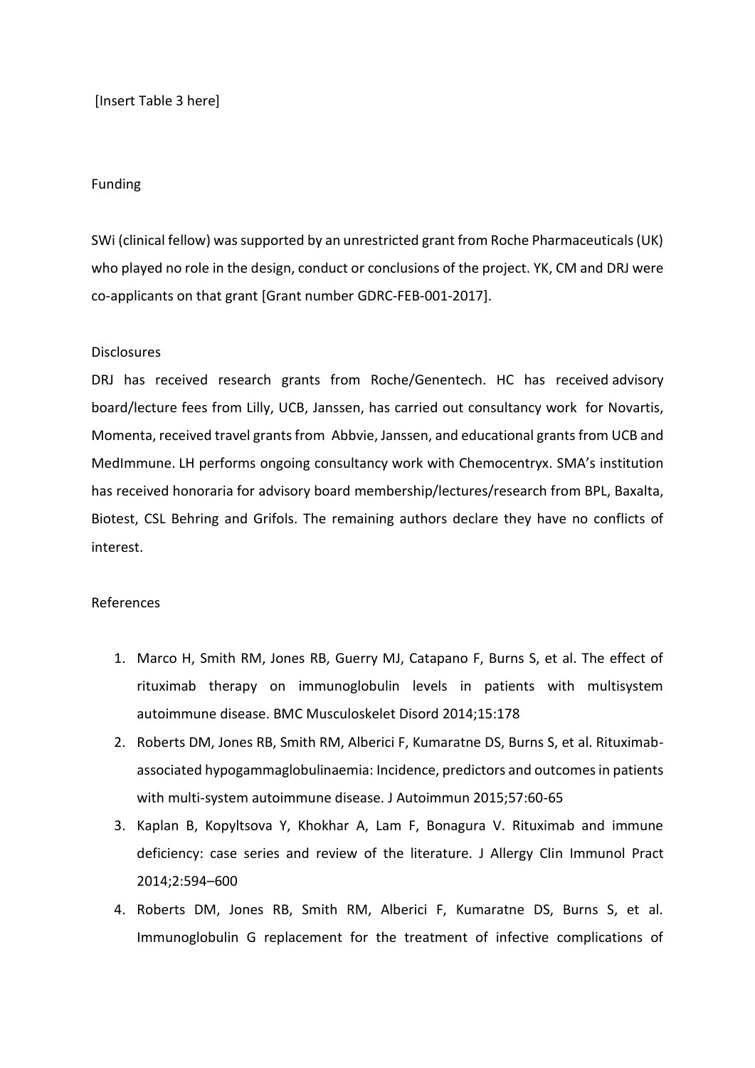[Insert Table 3 here]

## Funding

SWi (clinical fellow) was supported by an unrestricted grant from Roche Pharmaceuticals (UK) who played no role in the design, conduct or conclusions of the project. YK, CM and DRJ were co-applicants on that grant [Grant number GDRC-FEB-001-2017].

## Disclosures

DRJ has received research grants from Roche/Genentech. HC has received advisory board/lecture fees from Lilly, UCB, Janssen, has carried out consultancy work for Novartis, Momenta, received travel grants from Abbvie, Janssen, and educational grants from UCB and MedImmune. LH performs ongoing consultancy work with Chemocentryx. SMA's institution has received honoraria for advisory board membership/lectures/research from BPL, Baxalta, Biotest, CSL Behring and Grifols. The remaining authors declare they have no conflicts of interest.

## References

1. Marco H, Smith RM, Jones RB, Guerry MJ, Catapano F, Burns S, et al. The effect of rituximab therapy on immunoglobulin levels in patients with multisystem autoimmune disease. BMC Musculoskelet Disord 2014;15:178
2. Roberts DM, Jones RB, Smith RM, Alberici F, Kumaratne DS, Burns S, et al. Rituximab-associated hypogammaglobulinaemia: Incidence, predictors and outcomes in patients with multi-system autoimmune disease. J Autoimmun 2015;57:60-65
3. Kaplan B, Kopyltsova Y, Khokhar A, Lam F, Bonagura V. Rituximab and immune deficiency: case series and review of the literature. J Allergy Clin Immunol Pract 2014;2:594–600
4. Roberts DM, Jones RB, Smith RM, Alberici F, Kumaratne DS, Burns S, et al. Immunoglobulin G replacement for the treatment of infective complications of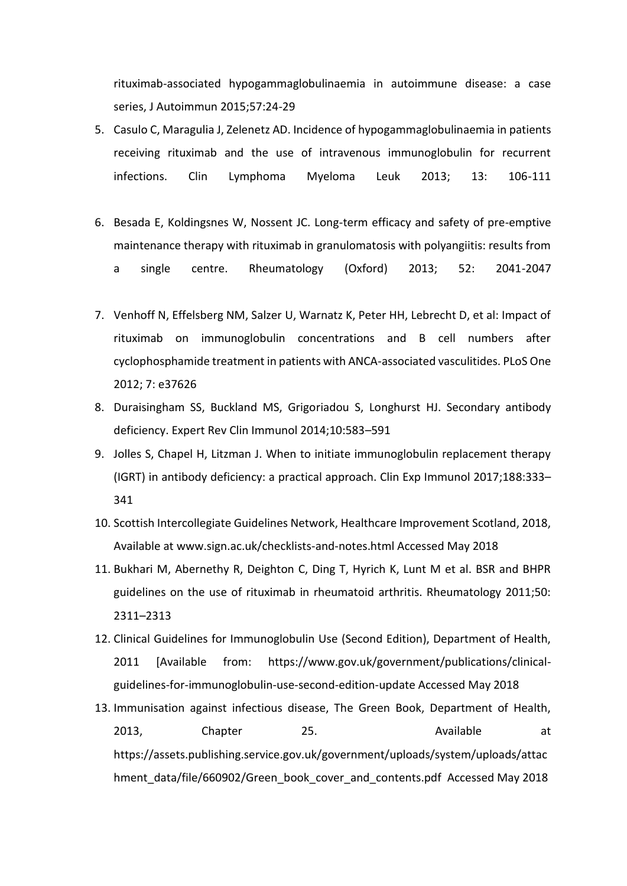rituximab-associated hypogammaglobulinaemia in autoimmune disease: a case series, J Autoimmun 2015;57:24-29

5. Casulo C, Maragulia J, Zelenetz AD. Incidence of hypogammaglobulinaemia in patients receiving rituximab and the use of intravenous immunoglobulin for recurrent infections. Clin Lymphoma Myeloma Leuk 2013; 13: 106-111
6. Besada E, Koldingsnes W, Nossent JC. Long-term efficacy and safety of pre-emptive maintenance therapy with rituximab in granulomatosis with polyangiitis: results from a single centre. Rheumatology (Oxford) 2013; 52: 2041-2047
7. Venhoff N, Effelsberg NM, Salzer U, Warnatz K, Peter HH, Lebrecht D, et al: Impact of rituximab on immunoglobulin concentrations and B cell numbers after cyclophosphamide treatment in patients with ANCA-associated vasculitides. PLoS One 2012; 7: e37626
8. Duraisingham SS, Buckland MS, Grigoriadou S, Longhurst HJ. Secondary antibody deficiency. Expert Rev Clin Immunol 2014;10:583–591
9. Jolles S, Chapel H, Litzman J. When to initiate immunoglobulin replacement therapy (IGRT) in antibody deficiency: a practical approach. Clin Exp Immunol 2017;188:333–341
10. Scottish Intercollegiate Guidelines Network, Healthcare Improvement Scotland, 2018, Available at www.sign.ac.uk/checklists-and-notes.html Accessed May 2018
11. Bukhari M, Abernethy R, Deighton C, Ding T, Hyrich K, Lunt M et al. BSR and BHPR guidelines on the use of rituximab in rheumatoid arthritis. Rheumatology 2011;50: 2311–2313
12. Clinical Guidelines for Immunoglobulin Use (Second Edition), Department of Health, 2011 [Available from: https://www.gov.uk/government/publications/clinical-guidelines-for-immunoglobulin-use-second-edition-update Accessed May 2018
13. Immunisation against infectious disease, The Green Book, Department of Health, 2013, Chapter 25. Available at https://assets.publishing.service.gov.uk/government/uploads/system/uploads/attachment_data/file/660902/Green_book_cover_and_contents.pdf Accessed May 2018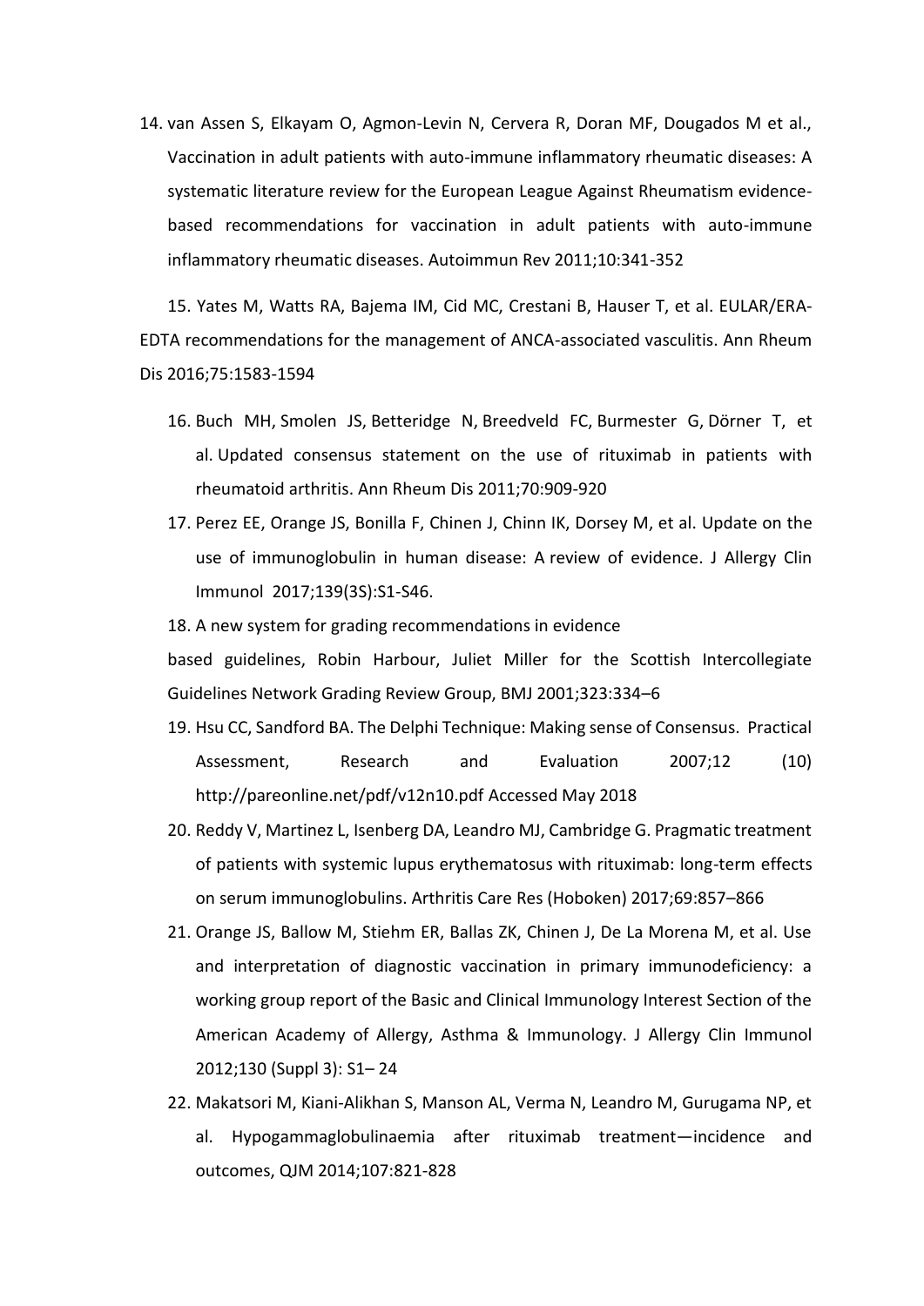14. van Assen S, Elkayam O, Agmon-Levin N, Cervera R, Doran MF, Dougados M et al., Vaccination in adult patients with auto-immune inflammatory rheumatic diseases: A systematic literature review for the European League Against Rheumatism evidence-based recommendations for vaccination in adult patients with auto-immune inflammatory rheumatic diseases. Autoimmun Rev 2011;10:341-352

15. Yates M, Watts RA, Bajema IM, Cid MC, Crestani B, Hauser T, et al. EULAR/ERA-EDTA recommendations for the management of ANCA-associated vasculitis. Ann Rheum Dis 2016;75:1583-1594

16. Buch MH, Smolen JS, Betteridge N, Breedveld FC, Burmester G, Dörner T, et al. Updated consensus statement on the use of rituximab in patients with rheumatoid arthritis. Ann Rheum Dis 2011;70:909-920
17. Perez EE, Orange JS, Bonilla F, Chinen J, Chinn IK, Dorsey M, et al. Update on the use of immunoglobulin in human disease: A review of evidence. J Allergy Clin Immunol 2017;139(3S):S1-S46.
18. A new system for grading recommendations in evidence based guidelines, Robin Harbour, Juliet Miller for the Scottish Intercollegiate Guidelines Network Grading Review Group, BMJ 2001;323:334–6
19. Hsu CC, Sandford BA. The Delphi Technique: Making sense of Consensus. Practical Assessment, Research and Evaluation 2007;12 (10) http://pareonline.net/pdf/v12n10.pdf Accessed May 2018
20. Reddy V, Martinez L, Isenberg DA, Leandro MJ, Cambridge G. Pragmatic treatment of patients with systemic lupus erythematosus with rituximab: long-term effects on serum immunoglobulins. Arthritis Care Res (Hoboken) 2017;69:857–866
21. Orange JS, Ballow M, Stiehm ER, Ballas ZK, Chinen J, De La Morena M, et al. Use and interpretation of diagnostic vaccination in primary immunodeficiency: a working group report of the Basic and Clinical Immunology Interest Section of the American Academy of Allergy, Asthma & Immunology. J Allergy Clin Immunol 2012;130 (Suppl 3): S1– 24
22. Makatsori M, Kiani-Alikhan S, Manson AL, Verma N, Leandro M, Gurugama NP, et al. Hypogammaglobulinaemia after rituximab treatment—incidence and outcomes, QJM 2014;107:821-828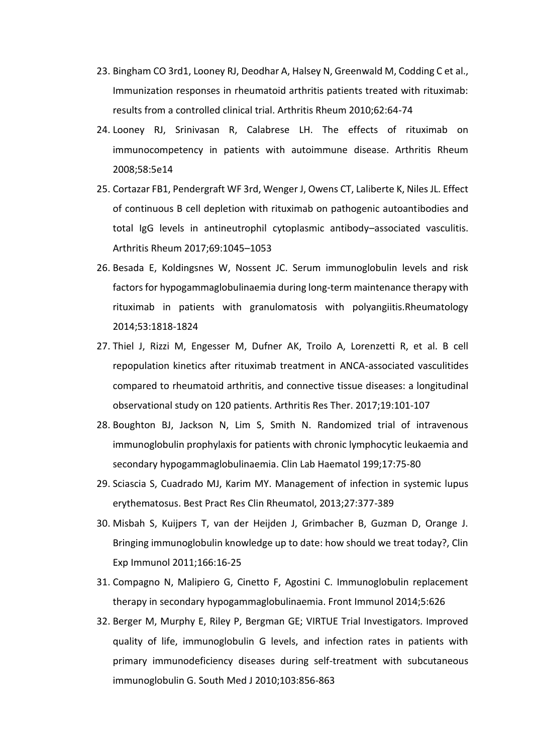23. Bingham CO 3rd1, Looney RJ, Deodhar A, Halsey N, Greenwald M, Codding C et al., Immunization responses in rheumatoid arthritis patients treated with rituximab: results from a controlled clinical trial. Arthritis Rheum 2010;62:64-74
24. Looney RJ, Srinivasan R, Calabrese LH. The effects of rituximab on immunocompetency in patients with autoimmune disease. Arthritis Rheum 2008;58:5e14
25. Cortazar FB1, Pendergraft WF 3rd, Wenger J, Owens CT, Laliberte K, Niles JL. Effect of continuous B cell depletion with rituximab on pathogenic autoantibodies and total IgG levels in antineutrophil cytoplasmic antibody–associated vasculitis. Arthritis Rheum 2017;69:1045–1053
26. Besada E, Koldingsnes W, Nossent JC. Serum immunoglobulin levels and risk factors for hypogammaglobulinaemia during long-term maintenance therapy with rituximab in patients with granulomatosis with polyangiitis.Rheumatology 2014;53:1818-1824
27. Thiel J, Rizzi M, Engesser M, Dufner AK, Troilo A, Lorenzetti R, et al. B cell repopulation kinetics after rituximab treatment in ANCA-associated vasculitides compared to rheumatoid arthritis, and connective tissue diseases: a longitudinal observational study on 120 patients. Arthritis Res Ther. 2017;19:101-107
28. Boughton BJ, Jackson N, Lim S, Smith N. Randomized trial of intravenous immunoglobulin prophylaxis for patients with chronic lymphocytic leukaemia and secondary hypogammaglobulinaemia. Clin Lab Haematol 199;17:75-80
29. Sciascia S, Cuadrado MJ, Karim MY. Management of infection in systemic lupus erythematosus. Best Pract Res Clin Rheumatol, 2013;27:377-389
30. Misbah S, Kuijpers T, van der Heijden J, Grimbacher B, Guzman D, Orange J. Bringing immunoglobulin knowledge up to date: how should we treat today?, Clin Exp Immunol 2011;166:16-25
31. Compagno N, Malipiero G, Cinetto F, Agostini C. Immunoglobulin replacement therapy in secondary hypogammaglobulinaemia. Front Immunol 2014;5:626
32. Berger M, Murphy E, Riley P, Bergman GE; VIRTUE Trial Investigators. Improved quality of life, immunoglobulin G levels, and infection rates in patients with primary immunodeficiency diseases during self-treatment with subcutaneous immunoglobulin G. South Med J 2010;103:856-863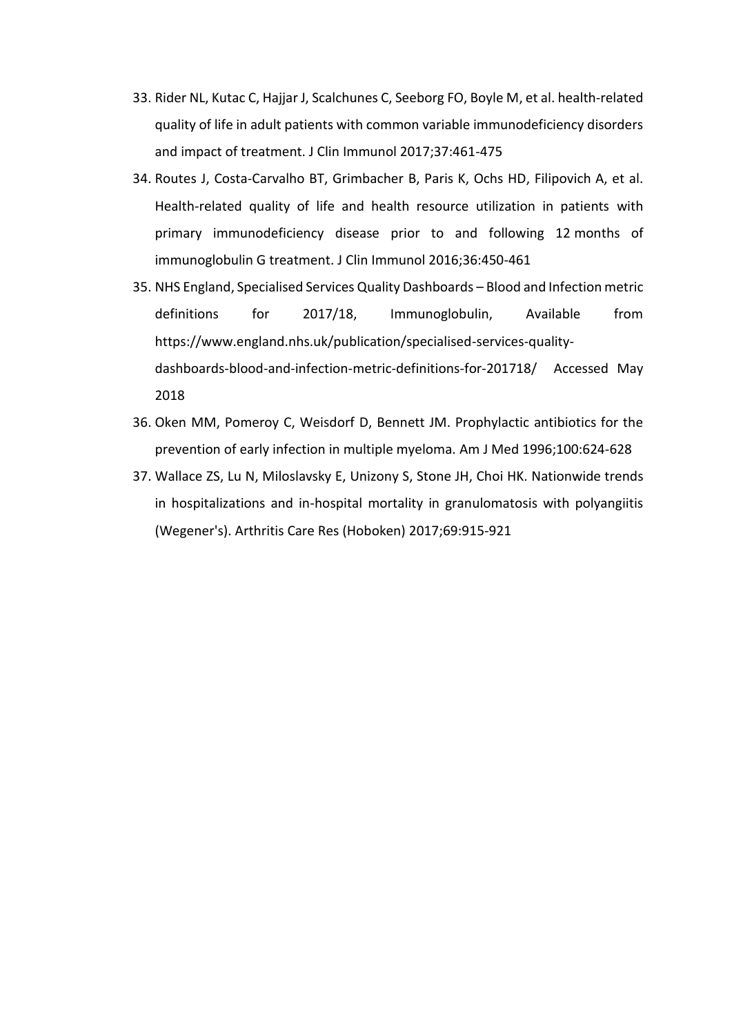33. Rider NL, Kutac C, Hajjar J, Scalchunes C, Seeborg FO, Boyle M, et al. health-related quality of life in adult patients with common variable immunodeficiency disorders and impact of treatment. J Clin Immunol 2017;37:461-475
34. Routes J, Costa-Carvalho BT, Grimbacher B, Paris K, Ochs HD, Filipovich A, et al. Health-related quality of life and health resource utilization in patients with primary immunodeficiency disease prior to and following 12 months of immunoglobulin G treatment. J Clin Immunol 2016;36:450-461
35. NHS England, Specialised Services Quality Dashboards – Blood and Infection metric definitions for 2017/18, Immunoglobulin, Available from https://www.england.nhs.uk/publication/specialised-services-quality-dashboards-blood-and-infection-metric-definitions-for-201718/ Accessed May 2018
36. Oken MM, Pomeroy C, Weisdorf D, Bennett JM. Prophylactic antibiotics for the prevention of early infection in multiple myeloma. Am J Med 1996;100:624-628
37. Wallace ZS, Lu N, Miloslavsky E, Unizony S, Stone JH, Choi HK. Nationwide trends in hospitalizations and in-hospital mortality in granulomatosis with polyangiitis (Wegener's). Arthritis Care Res (Hoboken) 2017;69:915-921